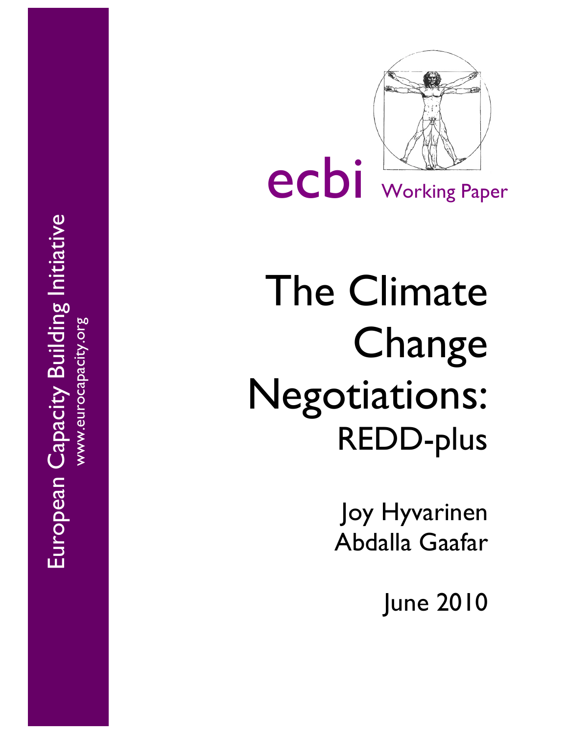European Capacity Building Initiative
www.eurocapacity.org

ecbi Working Paper

# The Climate Change Negotiations: REDD-plus

Joy Hyvarinen
Abdalla Gaafar

June 2010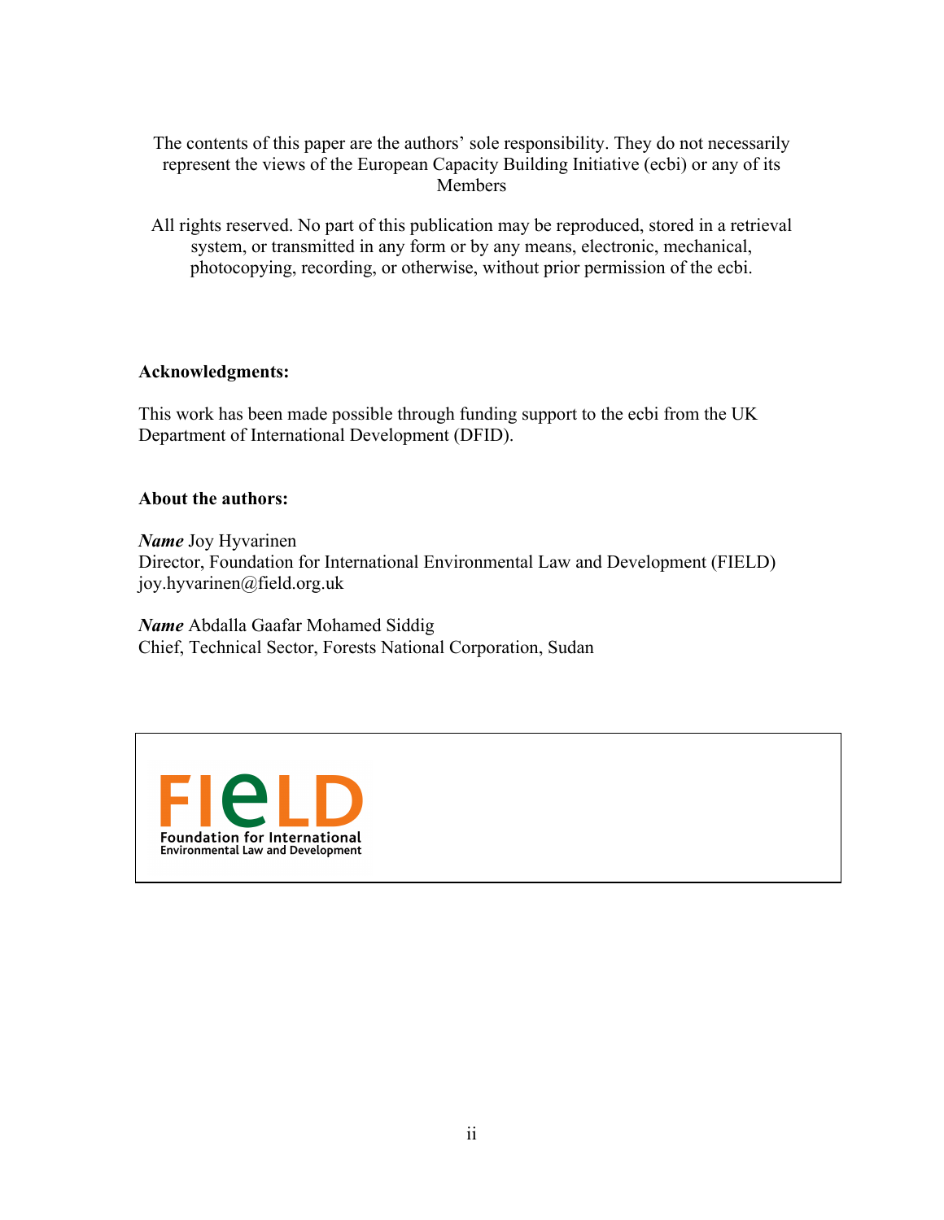The contents of this paper are the authors' sole responsibility. They do not necessarily represent the views of the European Capacity Building Initiative (ecbi) or any of its Members

All rights reserved. No part of this publication may be reproduced, stored in a retrieval system, or transmitted in any form or by any means, electronic, mechanical, photocopying, recording, or otherwise, without prior permission of the ecbi.

**Acknowledgments:**

This work has been made possible through funding support to the ecbi from the UK Department of International Development (DFID).

**About the authors:**

***Name*** Joy Hyvarinen
Director, Foundation for International Environmental Law and Development (FIELD)
joy.hyvarinen@field.org.uk

***Name*** Abdalla Gaafar Mohamed Siddig
Chief, Technical Sector, Forests National Corporation, Sudan

FIELD
Foundation for International Environmental Law and Development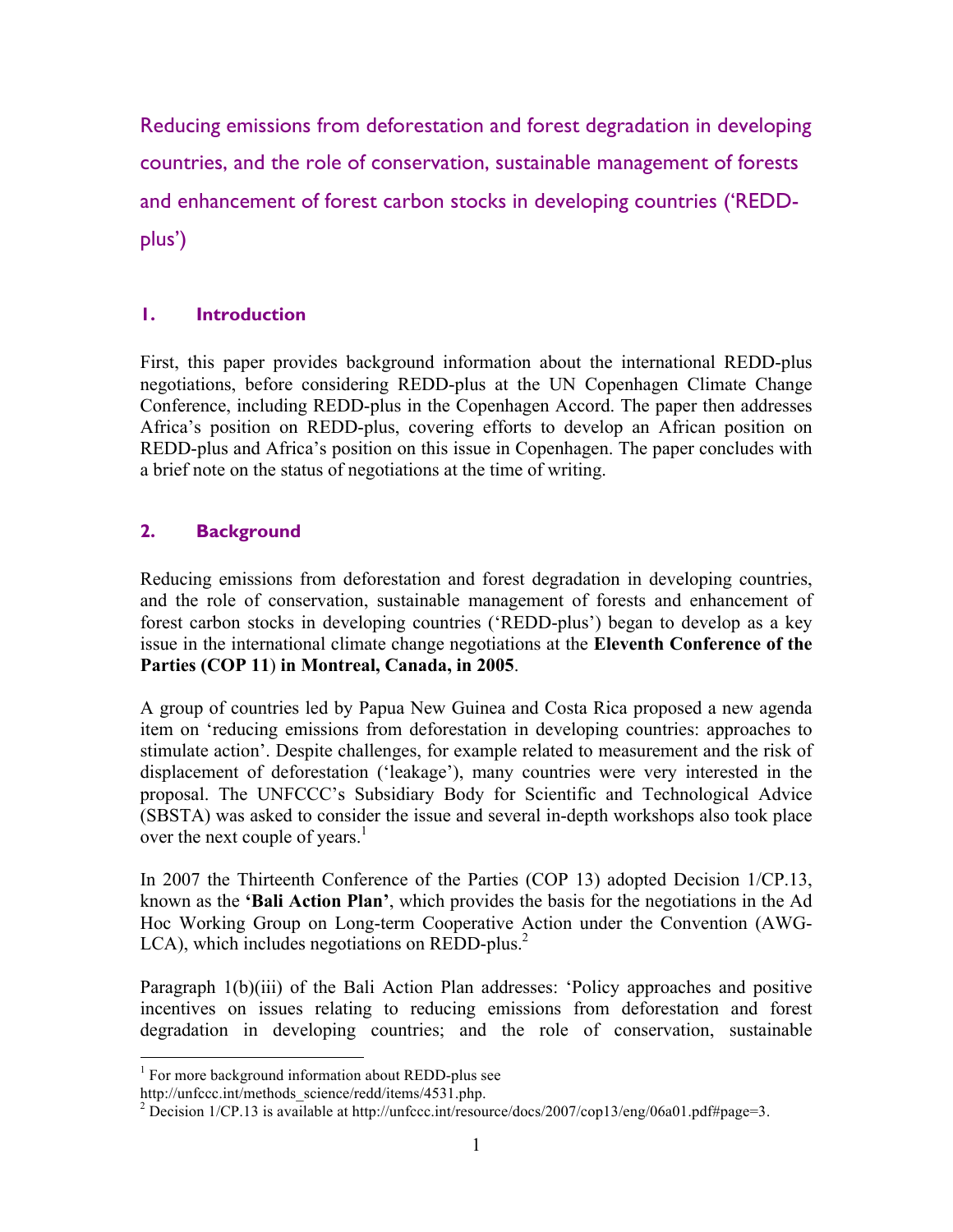# Reducing emissions from deforestation and forest degradation in developing countries, and the role of conservation, sustainable management of forests and enhancement of forest carbon stocks in developing countries ('REDD-plus')

## 1. Introduction

First, this paper provides background information about the international REDD-plus negotiations, before considering REDD-plus at the UN Copenhagen Climate Change Conference, including REDD-plus in the Copenhagen Accord. The paper then addresses Africa's position on REDD-plus, covering efforts to develop an African position on REDD-plus and Africa's position on this issue in Copenhagen. The paper concludes with a brief note on the status of negotiations at the time of writing.

## 2. Background

Reducing emissions from deforestation and forest degradation in developing countries, and the role of conservation, sustainable management of forests and enhancement of forest carbon stocks in developing countries ('REDD-plus') began to develop as a key issue in the international climate change negotiations at the **Eleventh Conference of the Parties (COP 11) in Montreal, Canada, in 2005**.

A group of countries led by Papua New Guinea and Costa Rica proposed a new agenda item on 'reducing emissions from deforestation in developing countries: approaches to stimulate action'. Despite challenges, for example related to measurement and the risk of displacement of deforestation ('leakage'), many countries were very interested in the proposal. The UNFCCC's Subsidiary Body for Scientific and Technological Advice (SBSTA) was asked to consider the issue and several in-depth workshops also took place over the next couple of years.[1]

In 2007 the Thirteenth Conference of the Parties (COP 13) adopted Decision 1/CP.13, known as the **'Bali Action Plan'**, which provides the basis for the negotiations in the Ad Hoc Working Group on Long-term Cooperative Action under the Convention (AWG-LCA), which includes negotiations on REDD-plus.[2]

Paragraph 1(b)(iii) of the Bali Action Plan addresses: 'Policy approaches and positive incentives on issues relating to reducing emissions from deforestation and forest degradation in developing countries; and the role of conservation, sustainable

---

[1] For more background information about REDD-plus see http://unfccc.int/methods_science/redd/items/4531.php.

[2] Decision 1/CP.13 is available at http://unfccc.int/resource/docs/2007/cop13/eng/06a01.pdf#page=3.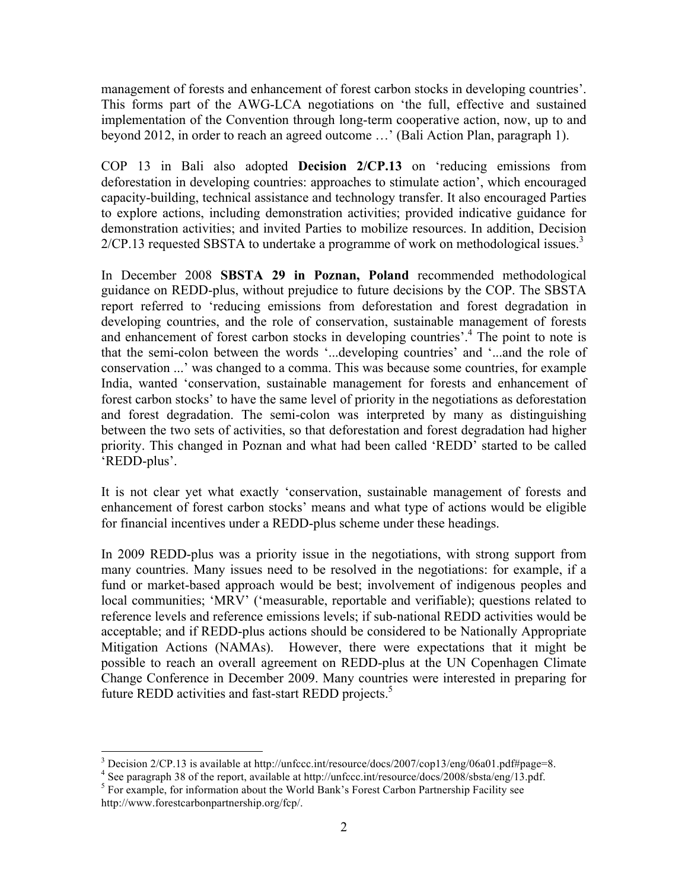management of forests and enhancement of forest carbon stocks in developing countries'. This forms part of the AWG-LCA negotiations on 'the full, effective and sustained implementation of the Convention through long-term cooperative action, now, up to and beyond 2012, in order to reach an agreed outcome …' (Bali Action Plan, paragraph 1).

COP 13 in Bali also adopted **Decision 2/CP.13** on 'reducing emissions from deforestation in developing countries: approaches to stimulate action', which encouraged capacity-building, technical assistance and technology transfer. It also encouraged Parties to explore actions, including demonstration activities; provided indicative guidance for demonstration activities; and invited Parties to mobilize resources. In addition, Decision 2/CP.13 requested SBSTA to undertake a programme of work on methodological issues.[3]

In December 2008 **SBSTA 29 in Poznan, Poland** recommended methodological guidance on REDD-plus, without prejudice to future decisions by the COP. The SBSTA report referred to 'reducing emissions from deforestation and forest degradation in developing countries, and the role of conservation, sustainable management of forests and enhancement of forest carbon stocks in developing countries'.[4] The point to note is that the semi-colon between the words '...developing countries' and '...and the role of conservation ...' was changed to a comma. This was because some countries, for example India, wanted 'conservation, sustainable management for forests and enhancement of forest carbon stocks' to have the same level of priority in the negotiations as deforestation and forest degradation. The semi-colon was interpreted by many as distinguishing between the two sets of activities, so that deforestation and forest degradation had higher priority. This changed in Poznan and what had been called 'REDD' started to be called 'REDD-plus'.

It is not clear yet what exactly 'conservation, sustainable management of forests and enhancement of forest carbon stocks' means and what type of actions would be eligible for financial incentives under a REDD-plus scheme under these headings.

In 2009 REDD-plus was a priority issue in the negotiations, with strong support from many countries. Many issues need to be resolved in the negotiations: for example, if a fund or market-based approach would be best; involvement of indigenous peoples and local communities; 'MRV' ('measurable, reportable and verifiable'); questions related to reference levels and reference emissions levels; if sub-national REDD activities would be acceptable; and if REDD-plus actions should be considered to be Nationally Appropriate Mitigation Actions (NAMAs). However, there were expectations that it might be possible to reach an overall agreement on REDD-plus at the UN Copenhagen Climate Change Conference in December 2009. Many countries were interested in preparing for future REDD activities and fast-start REDD projects.[5]

---

[3] Decision 2/CP.13 is available at http://unfccc.int/resource/docs/2007/cop13/eng/06a01.pdf#page=8.

[4] See paragraph 38 of the report, available at http://unfccc.int/resource/docs/2008/sbsta/eng/13.pdf.

[5] For example, for information about the World Bank's Forest Carbon Partnership Facility see http://www.forestcarbonpartnership.org/fcp/.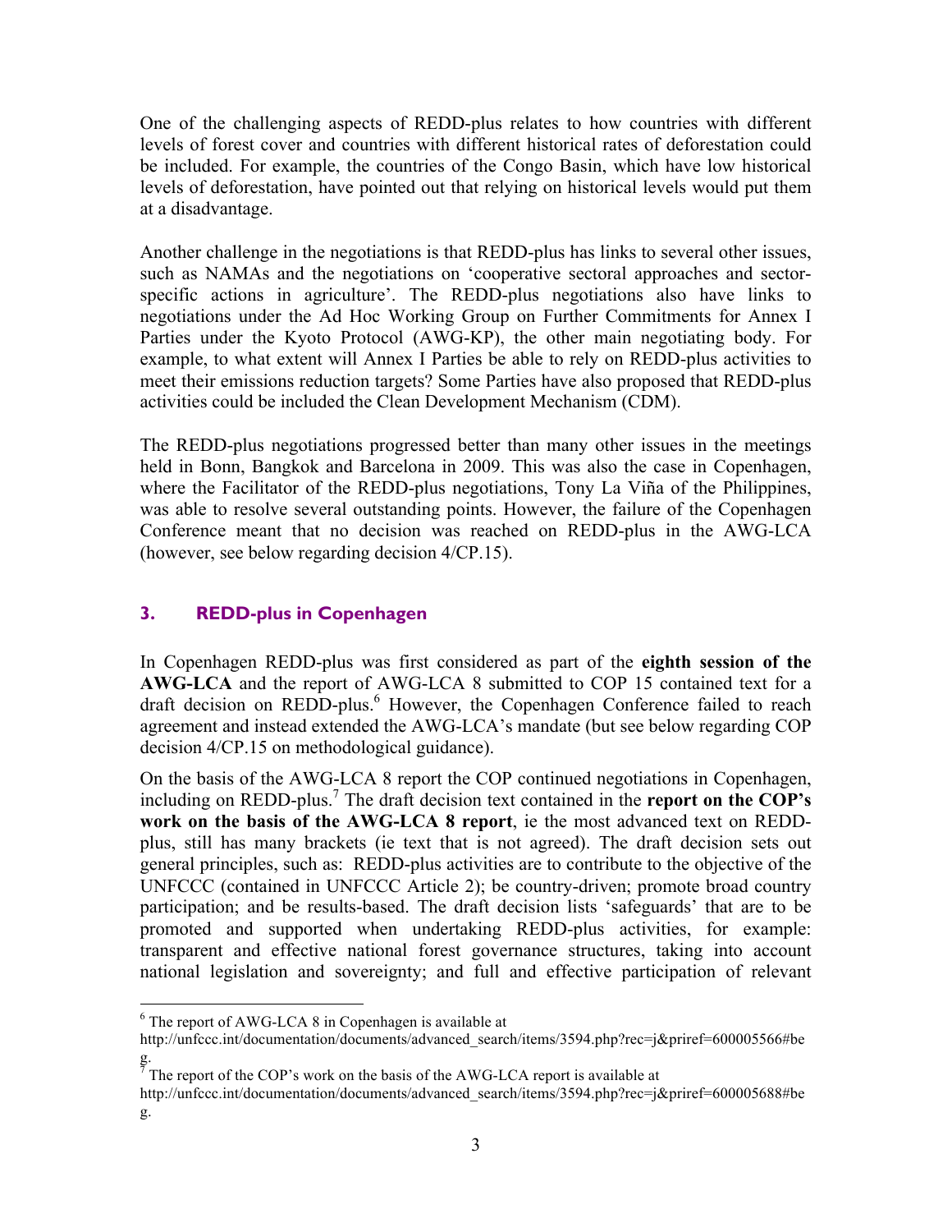One of the challenging aspects of REDD-plus relates to how countries with different levels of forest cover and countries with different historical rates of deforestation could be included. For example, the countries of the Congo Basin, which have low historical levels of deforestation, have pointed out that relying on historical levels would put them at a disadvantage.

Another challenge in the negotiations is that REDD-plus has links to several other issues, such as NAMAs and the negotiations on 'cooperative sectoral approaches and sector-specific actions in agriculture'. The REDD-plus negotiations also have links to negotiations under the Ad Hoc Working Group on Further Commitments for Annex I Parties under the Kyoto Protocol (AWG-KP), the other main negotiating body. For example, to what extent will Annex I Parties be able to rely on REDD-plus activities to meet their emissions reduction targets? Some Parties have also proposed that REDD-plus activities could be included the Clean Development Mechanism (CDM).

The REDD-plus negotiations progressed better than many other issues in the meetings held in Bonn, Bangkok and Barcelona in 2009. This was also the case in Copenhagen, where the Facilitator of the REDD-plus negotiations, Tony La Viña of the Philippines, was able to resolve several outstanding points. However, the failure of the Copenhagen Conference meant that no decision was reached on REDD-plus in the AWG-LCA (however, see below regarding decision 4/CP.15).

## 3. REDD-plus in Copenhagen

In Copenhagen REDD-plus was first considered as part of the **eighth session of the AWG-LCA** and the report of AWG-LCA 8 submitted to COP 15 contained text for a draft decision on REDD-plus.[6] However, the Copenhagen Conference failed to reach agreement and instead extended the AWG-LCA's mandate (but see below regarding COP decision 4/CP.15 on methodological guidance).

On the basis of the AWG-LCA 8 report the COP continued negotiations in Copenhagen, including on REDD-plus.[7] The draft decision text contained in the **report on the COP's work on the basis of the AWG-LCA 8 report**, ie the most advanced text on REDD-plus, still has many brackets (ie text that is not agreed). The draft decision sets out general principles, such as: REDD-plus activities are to contribute to the objective of the UNFCCC (contained in UNFCCC Article 2); be country-driven; promote broad country participation; and be results-based. The draft decision lists 'safeguards' that are to be promoted and supported when undertaking REDD-plus activities, for example: transparent and effective national forest governance structures, taking into account national legislation and sovereignty; and full and effective participation of relevant

---

[6] The report of AWG-LCA 8 in Copenhagen is available at http://unfccc.int/documentation/documents/advanced_search/items/3594.php?rec=j&priref=600005566#beg.

[7] The report of the COP's work on the basis of the AWG-LCA report is available at http://unfccc.int/documentation/documents/advanced_search/items/3594.php?rec=j&priref=600005688#beg.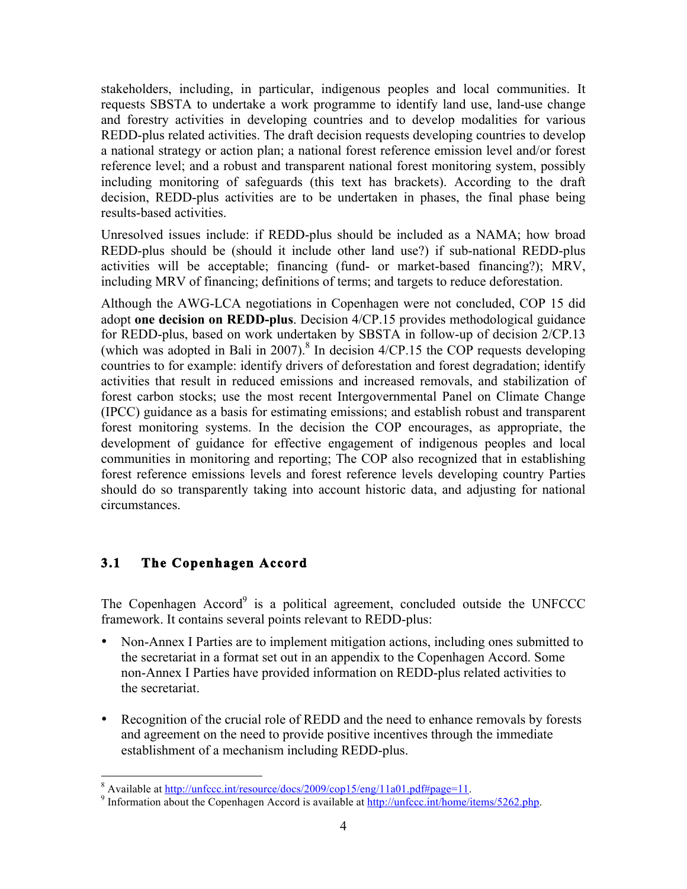stakeholders, including, in particular, indigenous peoples and local communities. It requests SBSTA to undertake a work programme to identify land use, land-use change and forestry activities in developing countries and to develop modalities for various REDD-plus related activities. The draft decision requests developing countries to develop a national strategy or action plan; a national forest reference emission level and/or forest reference level; and a robust and transparent national forest monitoring system, possibly including monitoring of safeguards (this text has brackets). According to the draft decision, REDD-plus activities are to be undertaken in phases, the final phase being results-based activities.

Unresolved issues include: if REDD-plus should be included as a NAMA; how broad REDD-plus should be (should it include other land use?) if sub-national REDD-plus activities will be acceptable; financing (fund- or market-based financing?); MRV, including MRV of financing; definitions of terms; and targets to reduce deforestation.

Although the AWG-LCA negotiations in Copenhagen were not concluded, COP 15 did adopt **one decision on REDD-plus**. Decision 4/CP.15 provides methodological guidance for REDD-plus, based on work undertaken by SBSTA in follow-up of decision 2/CP.13 (which was adopted in Bali in 2007).[8] In decision 4/CP.15 the COP requests developing countries to for example: identify drivers of deforestation and forest degradation; identify activities that result in reduced emissions and increased removals, and stabilization of forest carbon stocks; use the most recent Intergovernmental Panel on Climate Change (IPCC) guidance as a basis for estimating emissions; and establish robust and transparent forest monitoring systems. In the decision the COP encourages, as appropriate, the development of guidance for effective engagement of indigenous peoples and local communities in monitoring and reporting; The COP also recognized that in establishing forest reference emissions levels and forest reference levels developing country Parties should do so transparently taking into account historic data, and adjusting for national circumstances.

## 3.1 The Copenhagen Accord

The Copenhagen Accord[9] is a political agreement, concluded outside the UNFCCC framework. It contains several points relevant to REDD-plus:

- Non-Annex I Parties are to implement mitigation actions, including ones submitted to the secretariat in a format set out in an appendix to the Copenhagen Accord. Some non-Annex I Parties have provided information on REDD-plus related activities to the secretariat.
- Recognition of the crucial role of REDD and the need to enhance removals by forests and agreement on the need to provide positive incentives through the immediate establishment of a mechanism including REDD-plus.

[8] Available at http://unfccc.int/resource/docs/2009/cop15/eng/11a01.pdf#page=11.

[9] Information about the Copenhagen Accord is available at http://unfccc.int/home/items/5262.php.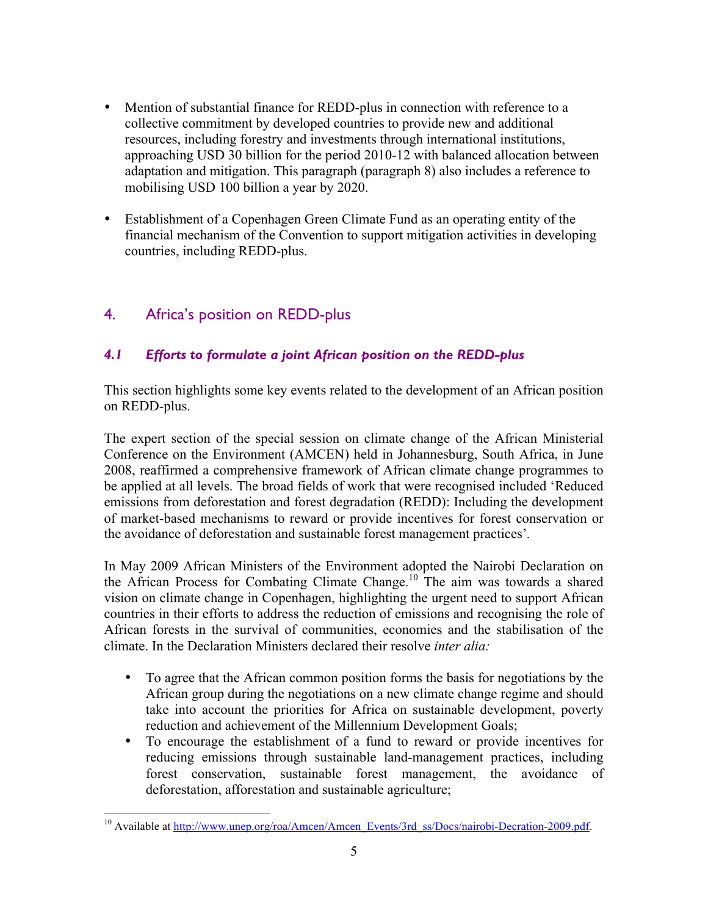- Mention of substantial finance for REDD-plus in connection with reference to a collective commitment by developed countries to provide new and additional resources, including forestry and investments through international institutions, approaching USD 30 billion for the period 2010-12 with balanced allocation between adaptation and mitigation. This paragraph (paragraph 8) also includes a reference to mobilising USD 100 billion a year by 2020.

- Establishment of a Copenhagen Green Climate Fund as an operating entity of the financial mechanism of the Convention to support mitigation activities in developing countries, including REDD-plus.

## 4. Africa's position on REDD-plus

### *4.1 Efforts to formulate a joint African position on the REDD-plus*

This section highlights some key events related to the development of an African position on REDD-plus.

The expert section of the special session on climate change of the African Ministerial Conference on the Environment (AMCEN) held in Johannesburg, South Africa, in June 2008, reaffirmed a comprehensive framework of African climate change programmes to be applied at all levels. The broad fields of work that were recognised included 'Reduced emissions from deforestation and forest degradation (REDD): Including the development of market-based mechanisms to reward or provide incentives for forest conservation or the avoidance of deforestation and sustainable forest management practices'.

In May 2009 African Ministers of the Environment adopted the Nairobi Declaration on the African Process for Combating Climate Change.[10] The aim was towards a shared vision on climate change in Copenhagen, highlighting the urgent need to support African countries in their efforts to address the reduction of emissions and recognising the role of African forests in the survival of communities, economies and the stabilisation of the climate. In the Declaration Ministers declared their resolve *inter alia:*

- To agree that the African common position forms the basis for negotiations by the African group during the negotiations on a new climate change regime and should take into account the priorities for Africa on sustainable development, poverty reduction and achievement of the Millennium Development Goals;
- To encourage the establishment of a fund to reward or provide incentives for reducing emissions through sustainable land-management practices, including forest conservation, sustainable forest management, the avoidance of deforestation, afforestation and sustainable agriculture;

[10] Available at http://www.unep.org/roa/Amcen/Amcen_Events/3rd_ss/Docs/nairobi-Decration-2009.pdf.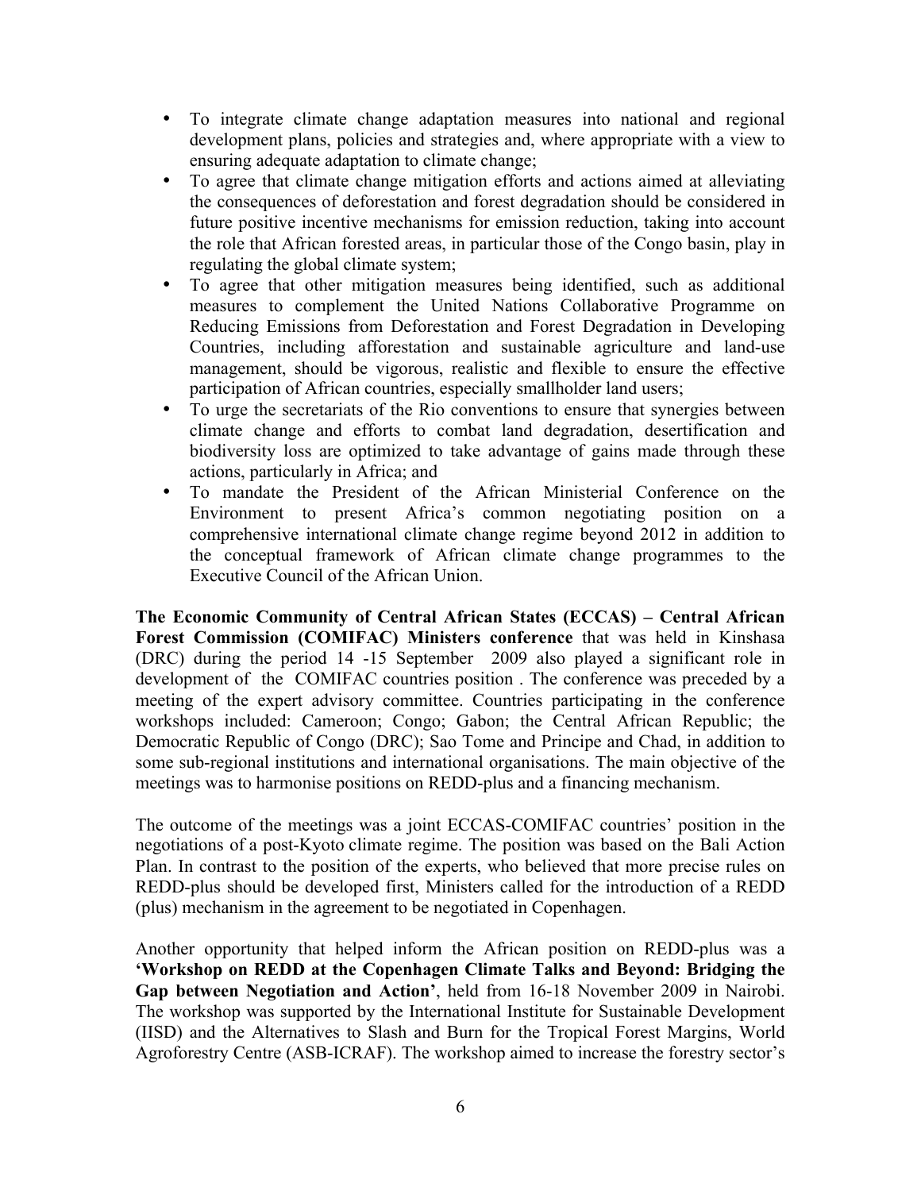- To integrate climate change adaptation measures into national and regional development plans, policies and strategies and, where appropriate with a view to ensuring adequate adaptation to climate change;
- To agree that climate change mitigation efforts and actions aimed at alleviating the consequences of deforestation and forest degradation should be considered in future positive incentive mechanisms for emission reduction, taking into account the role that African forested areas, in particular those of the Congo basin, play in regulating the global climate system;
- To agree that other mitigation measures being identified, such as additional measures to complement the United Nations Collaborative Programme on Reducing Emissions from Deforestation and Forest Degradation in Developing Countries, including afforestation and sustainable agriculture and land-use management, should be vigorous, realistic and flexible to ensure the effective participation of African countries, especially smallholder land users;
- To urge the secretariats of the Rio conventions to ensure that synergies between climate change and efforts to combat land degradation, desertification and biodiversity loss are optimized to take advantage of gains made through these actions, particularly in Africa; and
- To mandate the President of the African Ministerial Conference on the Environment to present Africa's common negotiating position on a comprehensive international climate change regime beyond 2012 in addition to the conceptual framework of African climate change programmes to the Executive Council of the African Union.

**The Economic Community of Central African States (ECCAS) – Central African Forest Commission (COMIFAC) Ministers conference** that was held in Kinshasa (DRC) during the period 14 -15 September 2009 also played a significant role in development of the COMIFAC countries position . The conference was preceded by a meeting of the expert advisory committee. Countries participating in the conference workshops included: Cameroon; Congo; Gabon; the Central African Republic; the Democratic Republic of Congo (DRC); Sao Tome and Principe and Chad, in addition to some sub-regional institutions and international organisations. The main objective of the meetings was to harmonise positions on REDD-plus and a financing mechanism.

The outcome of the meetings was a joint ECCAS-COMIFAC countries' position in the negotiations of a post-Kyoto climate regime. The position was based on the Bali Action Plan. In contrast to the position of the experts, who believed that more precise rules on REDD-plus should be developed first, Ministers called for the introduction of a REDD (plus) mechanism in the agreement to be negotiated in Copenhagen.

Another opportunity that helped inform the African position on REDD-plus was a **'Workshop on REDD at the Copenhagen Climate Talks and Beyond: Bridging the Gap between Negotiation and Action'**, held from 16-18 November 2009 in Nairobi. The workshop was supported by the International Institute for Sustainable Development (IISD) and the Alternatives to Slash and Burn for the Tropical Forest Margins, World Agroforestry Centre (ASB-ICRAF). The workshop aimed to increase the forestry sector's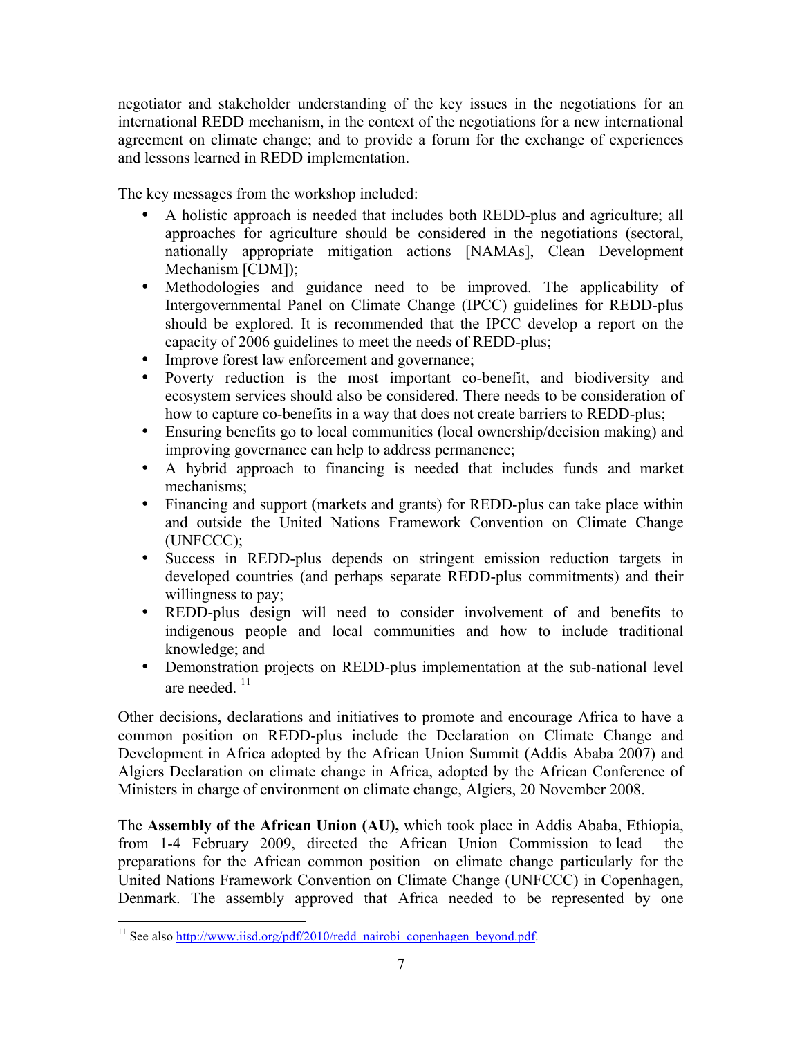negotiator and stakeholder understanding of the key issues in the negotiations for an international REDD mechanism, in the context of the negotiations for a new international agreement on climate change; and to provide a forum for the exchange of experiences and lessons learned in REDD implementation.

The key messages from the workshop included:

- A holistic approach is needed that includes both REDD-plus and agriculture; all approaches for agriculture should be considered in the negotiations (sectoral, nationally appropriate mitigation actions [NAMAs], Clean Development Mechanism [CDM]);
- Methodologies and guidance need to be improved. The applicability of Intergovernmental Panel on Climate Change (IPCC) guidelines for REDD-plus should be explored. It is recommended that the IPCC develop a report on the capacity of 2006 guidelines to meet the needs of REDD-plus;
- Improve forest law enforcement and governance;
- Poverty reduction is the most important co-benefit, and biodiversity and ecosystem services should also be considered. There needs to be consideration of how to capture co-benefits in a way that does not create barriers to REDD-plus;
- Ensuring benefits go to local communities (local ownership/decision making) and improving governance can help to address permanence;
- A hybrid approach to financing is needed that includes funds and market mechanisms;
- Financing and support (markets and grants) for REDD-plus can take place within and outside the United Nations Framework Convention on Climate Change (UNFCCC);
- Success in REDD-plus depends on stringent emission reduction targets in developed countries (and perhaps separate REDD-plus commitments) and their willingness to pay;
- REDD-plus design will need to consider involvement of and benefits to indigenous people and local communities and how to include traditional knowledge; and
- Demonstration projects on REDD-plus implementation at the sub-national level are needed. [11]

Other decisions, declarations and initiatives to promote and encourage Africa to have a common position on REDD-plus include the Declaration on Climate Change and Development in Africa adopted by the African Union Summit (Addis Ababa 2007) and Algiers Declaration on climate change in Africa, adopted by the African Conference of Ministers in charge of environment on climate change, Algiers, 20 November 2008.

The **Assembly of the African Union (AU),** which took place in Addis Ababa, Ethiopia, from 1-4 February 2009, directed the African Union Commission to lead the preparations for the African common position on climate change particularly for the United Nations Framework Convention on Climate Change (UNFCCC) in Copenhagen, Denmark. The assembly approved that Africa needed to be represented by one

---

[11] See also http://www.iisd.org/pdf/2010/redd_nairobi_copenhagen_beyond.pdf.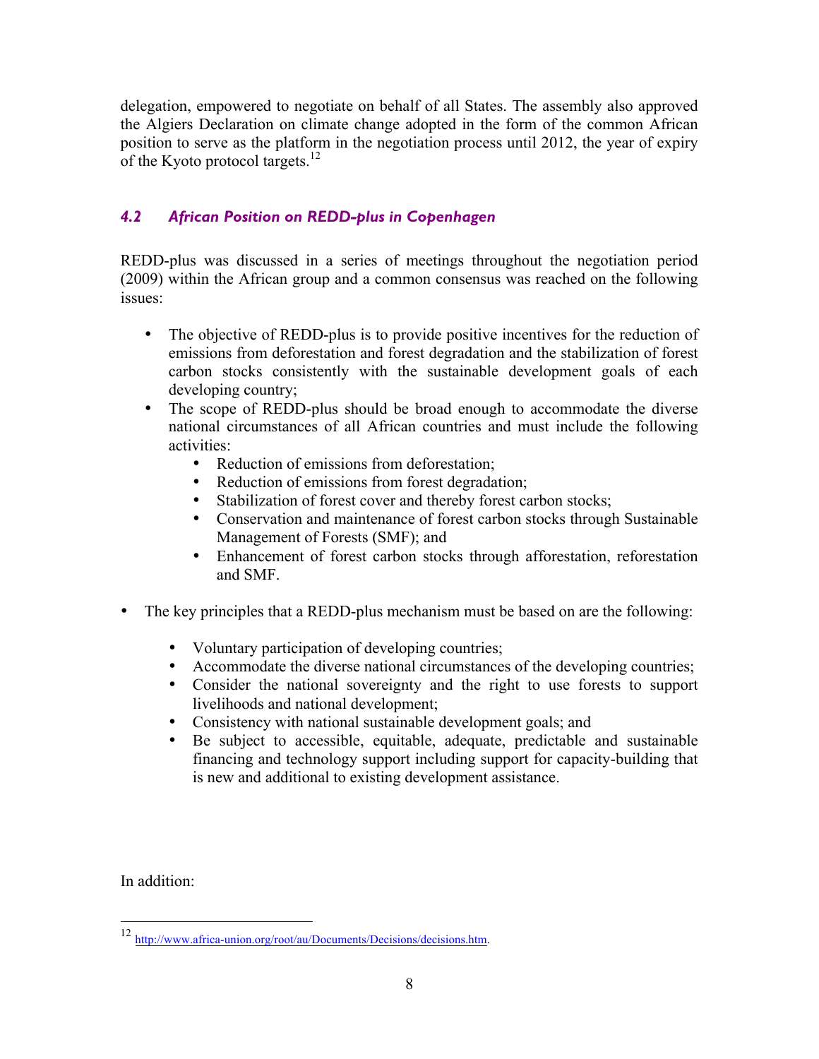delegation, empowered to negotiate on behalf of all States. The assembly also approved the Algiers Declaration on climate change adopted in the form of the common African position to serve as the platform in the negotiation process until 2012, the year of expiry of the Kyoto protocol targets.[12]

### *4.2 African Position on REDD-plus in Copenhagen*

REDD-plus was discussed in a series of meetings throughout the negotiation period (2009) within the African group and a common consensus was reached on the following issues:

- The objective of REDD-plus is to provide positive incentives for the reduction of emissions from deforestation and forest degradation and the stabilization of forest carbon stocks consistently with the sustainable development goals of each developing country;
- The scope of REDD-plus should be broad enough to accommodate the diverse national circumstances of all African countries and must include the following activities:
    - Reduction of emissions from deforestation;
    - Reduction of emissions from forest degradation;
    - Stabilization of forest cover and thereby forest carbon stocks;
    - Conservation and maintenance of forest carbon stocks through Sustainable Management of Forests (SMF); and
    - Enhancement of forest carbon stocks through afforestation, reforestation and SMF.

- The key principles that a REDD-plus mechanism must be based on are the following:
    - Voluntary participation of developing countries;
    - Accommodate the diverse national circumstances of the developing countries;
    - Consider the national sovereignty and the right to use forests to support livelihoods and national development;
    - Consistency with national sustainable development goals; and
    - Be subject to accessible, equitable, adequate, predictable and sustainable financing and technology support including support for capacity-building that is new and additional to existing development assistance.

In addition:

[12] http://www.africa-union.org/root/au/Documents/Decisions/decisions.htm.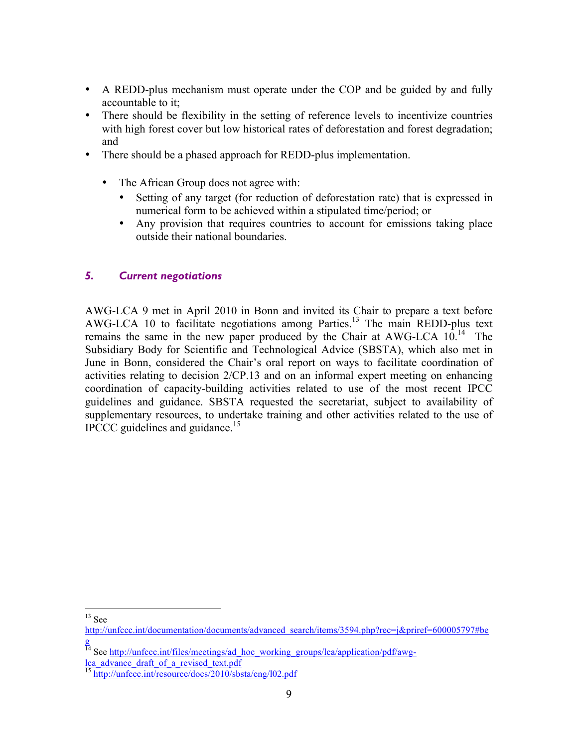- A REDD-plus mechanism must operate under the COP and be guided by and fully accountable to it;
- There should be flexibility in the setting of reference levels to incentivize countries with high forest cover but low historical rates of deforestation and forest degradation; and
- There should be a phased approach for REDD-plus implementation.

  - The African Group does not agree with:
    - Setting of any target (for reduction of deforestation rate) that is expressed in numerical form to be achieved within a stipulated time/period; or
    - Any provision that requires countries to account for emissions taking place outside their national boundaries.

## *5. Current negotiations*

AWG-LCA 9 met in April 2010 in Bonn and invited its Chair to prepare a text before AWG-LCA 10 to facilitate negotiations among Parties.[13] The main REDD-plus text remains the same in the new paper produced by the Chair at AWG-LCA 10.[14] The Subsidiary Body for Scientific and Technological Advice (SBSTA), which also met in June in Bonn, considered the Chair's oral report on ways to facilitate coordination of activities relating to decision 2/CP.13 and on an informal expert meeting on enhancing coordination of capacity-building activities related to use of the most recent IPCC guidelines and guidance. SBSTA requested the secretariat, subject to availability of supplementary resources, to undertake training and other activities related to the use of IPCCC guidelines and guidance.[15]

---

[13] See http://unfccc.int/documentation/documents/advanced_search/items/3594.php?rec=j&priref=600005797#beg

[14] See http://unfccc.int/files/meetings/ad_hoc_working_groups/lca/application/pdf/awg-lca_advance_draft_of_a_revised_text.pdf

[15] http://unfccc.int/resource/docs/2010/sbsta/eng/l02.pdf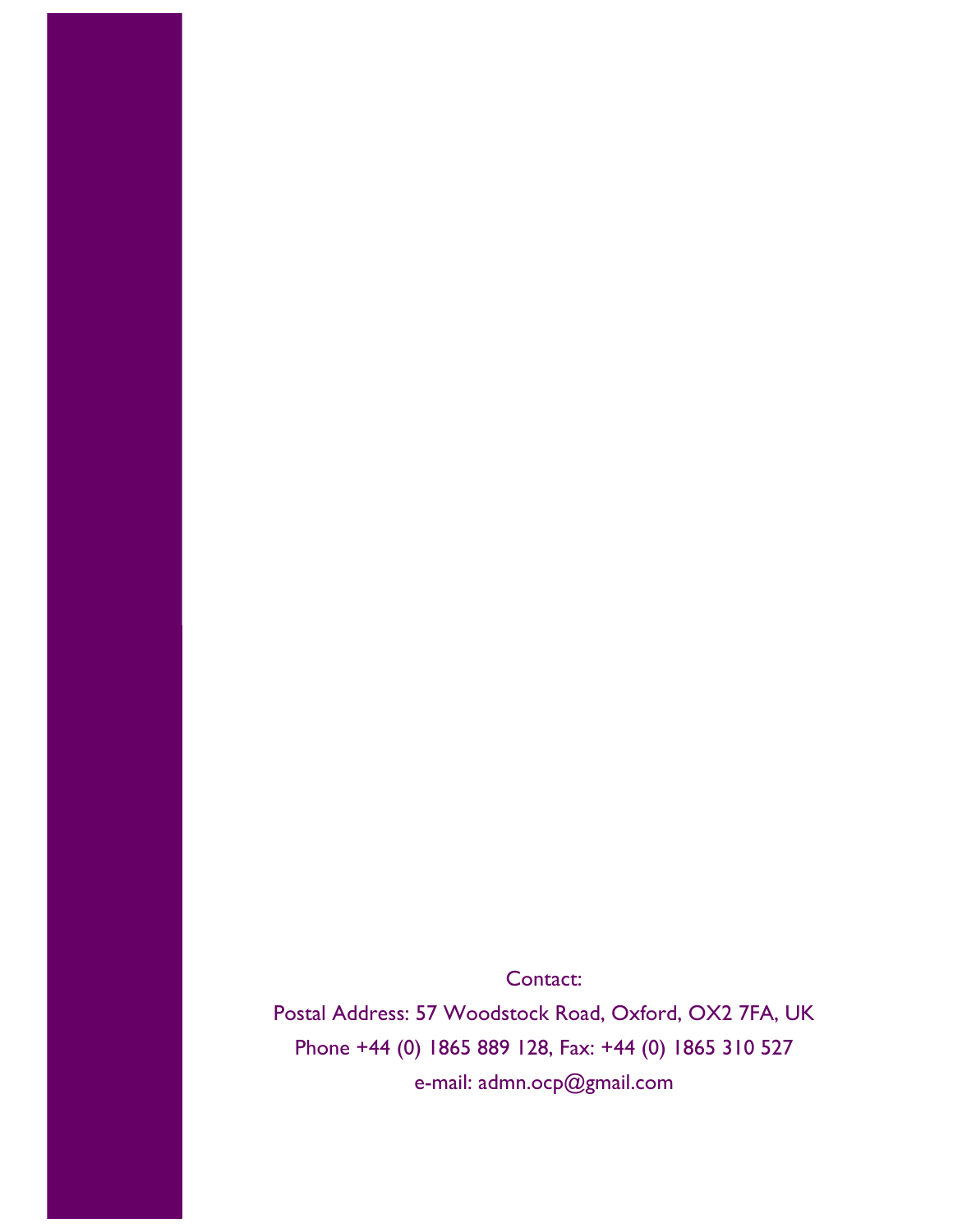Contact:

Postal Address: 57 Woodstock Road, Oxford, OX2 7FA, UK

Phone +44 (0) 1865 889 128, Fax: +44 (0) 1865 310 527

e-mail: admn.ocp@gmail.com